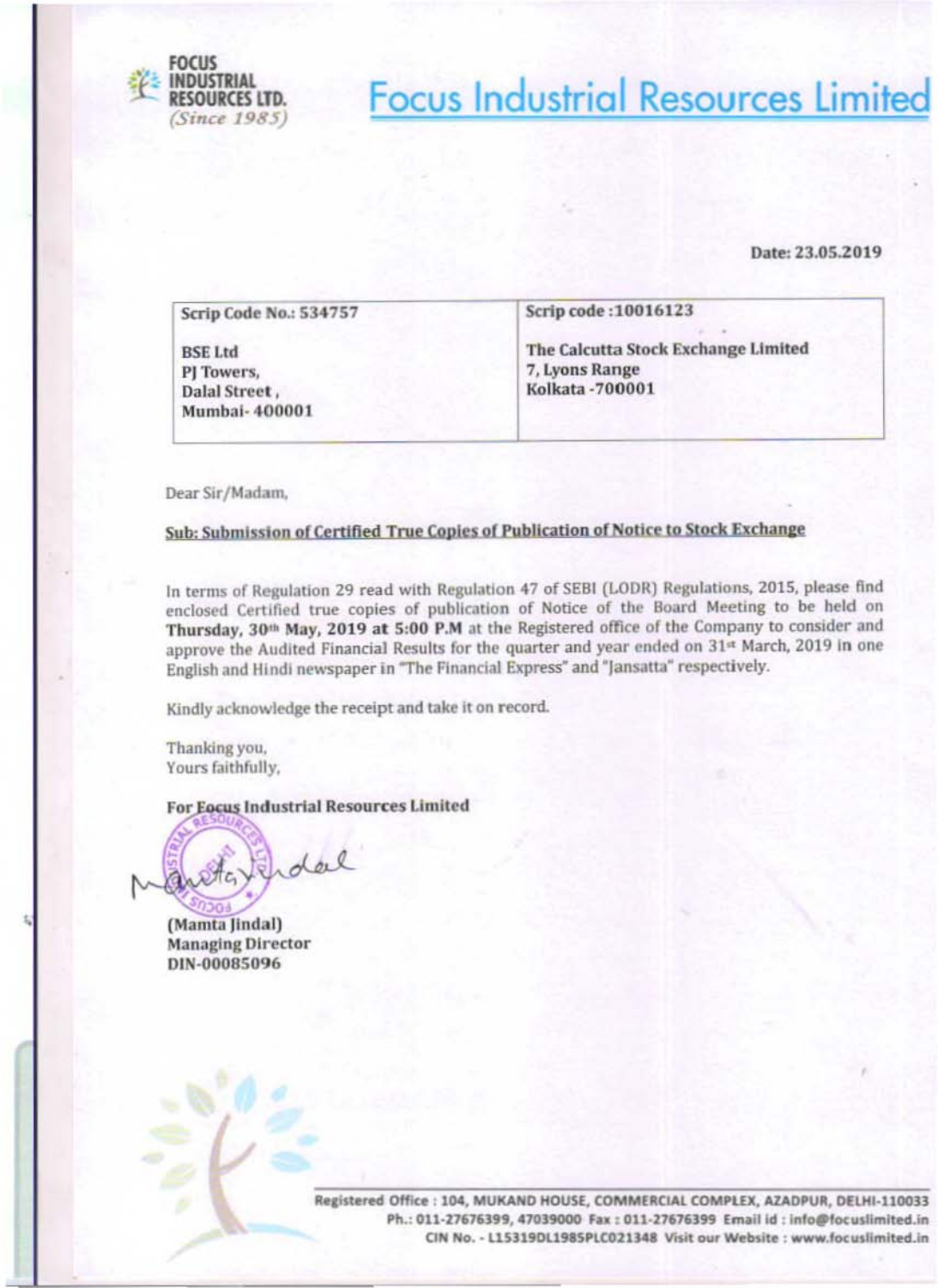FOCUS INDUSTRIAL RESOURCES LTD. *(Since 1985)*

# Focus Industrial Resources Limited

**Date: 23.05.2019**

| **Scrip Code No.: 534757**<br><br>**BSE Ltd**<br>**PJ Towers,**<br>**Dalal Street,**<br>**Mumbai- 400001** | **Scrip code :10016123**<br><br>**The Calcutta Stock Exchange Limited**<br>**7, Lyons Range**<br>**Kolkata -700001** |
|---|---|

Dear Sir/Madam,

**Sub: Submission of Certified True Copies of Publication of Notice to Stock Exchange**

In terms of Regulation 29 read with Regulation 47 of SEBI (LODR) Regulations, 2015, please find enclosed Certified true copies of publication of Notice of the Board Meeting to be held on **Thursday, 30th May, 2019 at 5:00 P.M** at the Registered office of the Company to consider and approve the Audited Financial Results for the quarter and year ended on 31st March, 2019 in one English and Hindi newspaper in "The Financial Express" and "Jansatta" respectively.

Kindly acknowledge the receipt and take it on record.

Thanking you,
Yours faithfully,

**For Focus Industrial Resources Limited**

**(Mamta Jindal)**
**Managing Director**
**DIN-00085096**

Registered Office : 104, MUKAND HOUSE, COMMERCIAL COMPLEX, AZADPUR, DELHI-110033
Ph.: 011-27676399, 47039000 Fax : 011-27676399 Email id : info@focuslimited.in
CIN No. - L15319DL1985PLC021348 Visit our Website : www.focuslimited.in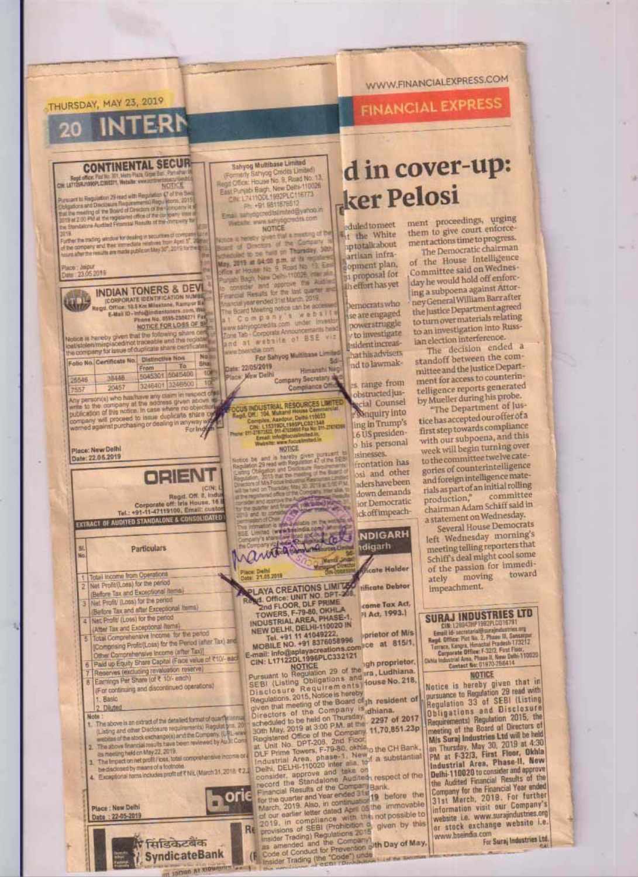# d in cover-up: ker Pelosi

eduled to meet at the White ptotalkabout artisan infra- opment plan, proposal for effort has yet

Democrats who se are engaged powerstruggle to investigate esident increas- hat his advisers nd to lawmak-

s range from obstructed jus- ecial Counsel nquiry into ing in Trump's 6 US presiden- his personal isinesses. frontation has osi and other ders have been down demands ior Democratic ck off impeach-

ment proceedings, urging them to give court enforcement actions time to progress.

The Democratic chairman of the House Intelligence Committee said on Wednesday he would hold off enforcing a subpoena against Attorney General William Barr after the Justice Department agreed to turn over materials relating to an investigation into Russian election interference.

The decision ended a standoff between the committee and the Justice Department for access to counterintelligence reports generated by Mueller during his probe.

"The Department of Justice has accepted our offer of a first step towards compliance with our subpoena, and this week will begin turning over to the committee twelve categories of counterintelligence and foreign intelligence materials as part of an initial rolling production," committee chairman Adam Schiff said in a statement on Wednesday.

Several House Democrats left Wednesday morning's meeting telling reporters that Schiff's deal might cool some of the passion for immediately moving toward impeachment.

---

## CONTINENTAL SECUR

Regd office: Flat No. 301, Metro Plaza, Gopal Bari, ...

CIN: L67120RJ1990PLC005371, Website: ...

**NOTICE**

Pursuant to Regulation 29 read with Regulation 47 of the Sec... Obligations and Disclosure Requirements) Regulations, 2015 ... that the meeting of the Board of Directors of the Company ... 2019 at 2:00 PM at the registered office of the company ... the Standalone Audited Financial Results of the company for ... 2019.

Further the trading window for dealing in securities of company ... of the company and their immediate relatives from April 1st, 2019 ... hours after the results are made public on May 30th, 2019 for the ...

Place : Jaipur
Date : 23.05.2019

---

## INDIAN TONERS & DEVE...

(CORPORATE IDENTIFICATION NUMBE...)

Regd. Office: 10.5 Km Milestone, Rampur B...

E-Mail ID - info@indiantoners.com, We...

Phone No. 0595-2356271 Fax...

**NOTICE FOR LOSS OF SH...**

Notice is hereby given that the following share cer... lost/stolen/misplaced/not traceable and the registe... the company for issue of duplicate share certificate...

| Folio No. | Certificate No. | Distinctive Nos From | To | No. of Sha... |
|---|---|---|---|---|
| 25546 | 38446 | 5045301 | 5045400 | 100 |
| 7557 | 20457 | 3246401 | 3246500 | 100 |

Any person(s) who has/have any claim in respect of ... write to the company at the address given above ... publication of this notice. In case where no objection ... company will proceed to issue duplicate share ce... warned against purchasing or dealing in anyway wi...

For Ind...

Place: New Delhi
Date: 22.05.2019

---

## ORIENT

(CIN: L...)

Regd. Off. 8, Indu...

Corporate off: Iris House, 16 B...

Tel.: +91-11-47119100, Email: custo...

**EXTRACT OF AUDITED STANDALONE & CONSOLIDATED ...**

| Sl. No. | Particulars |
|---|---|
| 1 | Total Income from Operations |
| 2 | Net Profit/(Loss) for the period (Before Tax and Exceptional items) |
| 3 | Net Profit/ (Loss) for the period (Before Tax and after Exceptional items) |
| 4 | Net Profit/ (Loss) for the period (After Tax and Exceptional items) |
| 5 | Total Comprehensive Income for the period [Comprising Profit/(Loss) for the Period (after Tax) and Other Comprehensive Income (after Tax)] |
| 6 | Paid up Equity Share Capital (Face value of ₹10/- each) |
| 7 | Reserves (excluding revaluation reserve) |
| 8 | Earnings Per Share (of ₹ 10/- each) (For continuing and discontinued operations) 1. Basic 2. Diluted |

Note :

1. The above is an extract of the detailed format of quarterly/annual ... (Listing and other Disclosure requirements) Regulations, 20... websites of the stock exchange(s) and the Company. (URL-www...
2. The above financial results have been reviewed by Audit Com... its meeting held on May 22, 2019.
3. The Impact on net profit/ loss, total comprehensive income or ... be disclosed by means of a footnote.
4. Exceptional items includes profit of ₹ NIL (March 31, 2018: ₹ 2...

Place : New Delhi
Date : 22-05-2019

orie...

---

## Sahyog Multibase Limited

(Formerly Sahyog Credits Limited)

Regd Office: House No. 9, Road No. 13, East Punjabi Bagh, New Delhi-110026

CIN: L74110DL1992PLC116773

Ph: +91 9811876512

Email: sahyogcreditslimited@yahoo.in

Website: www.sahyogcredits.com

**NOTICE**

Notice is hereby given that a meeting of the Board of Directors of the Company is scheduled to be held on Thursday, 30th May, 2019 at 04:00 p.m. at its registered office at House No. 9, Road No. 13, East Punjabi Bagh, New Delhi-110026, inter alia, to consider and approve the Audited Financial Results for the last quarter and financial year ended 31st March, 2019.

The Board Meeting notice can be accessed at Company's website at www.sahyogcredits.com under Investor Zone Tab - Corporate Announcements head and at website of BSE viz www.bseindia.com

For Sahyog Multibase Limited
Sd/-
Himanshi Negi
Company Secretary & Compliance Officer

Date: 22/05/2019
Place: New Delhi

---

## FOCUS INDUSTRIAL RESOURCES LIMITED

Regd. Off.: 104, Mukand House Commercial Complex, Azadpur, Delhi-110033

CIN: L15319DL1985PLC021348

Phone: 011-27673522, 011-47039660 Fax No: 011-27670060

Email: info@focuslimited.in

Website: www.focuslimited.in

**NOTICE**

Notice be and is hereby given pursuant to Regulation 29 read with Regulation 47 of the SEBI (Listing Obligation and Disclosure Requirements) Regulation, 2015 that the meeting of the Board of Directors of M/s Focus Industrial Resources Limited will be held on Thursday, May 30, 2019 at 5:00 P.M. at the registered office of the Company, inter alia, to consider and approve the Audited Financial Results for the quarter and financial year ended 31st March, 2019 and to consider ... intimation of Chair...

This intimation is also available on the website of BSE Limited (www.bseindia.com) and also on the Company's ...

Sd/-
Manoj Jain
Managing Director
DIN-...

Place: Delhi
Date: 21.05.2019

---

## APLAYA CREATIONS LIMITED

Regd. Office: UNIT NO. DPT-208, 2nd FLOOR, DLF PRIME TOWERS, F-79-80, OKHLA INDUSTRIAL AREA, PHASE-1, NEW DELHI, DELHI-110020 IN

Tel. +91 11 41049222, MOBILE NO. +91 8376058996

E-mail: info@aplayacreations.com

CIN: L17122DL1996PLC332121

**NOTICE**

Pursuant to Regulation 29 of the SEBI (Listing Obligations and Disclosure Requirements) Regulations, 2015, Notice is hereby given that meeting of the Board of Directors of the Company is scheduled to be held on Thursday 30th May, 2019 at 3:00 P.M. at the Registered Office of the Company at Unit No. DPT-208, 2nd Floor, DLF Prime Towers, F-79-80, okhla Industrial Area, phase-1, New Delhi, DELHI-110020 inter alia, to consider, approve and take on record the Standalone Audited Financial Results of the Company for the quarter and Year ended 31st March, 2019. Also, in continuation of our earlier letter dated April 05, 2019, in compliance with the provisions of SEBI (Prohibition of Insider Trading) Regulations 2015 as amended and the Company's Code of Conduct for Prevention of Insider Trading (the "Code") unde...

---

...NDIGARH
...ndigarh

...ficate Holder

...tificate Debtor

...come Tax Act, ...I Act, 1993.)

...prietor of M/s ...ce at 815/1,

...gh proprietor, ...ra, Ludhiana. House No. 218,

...gh resident of ...dhiana.

... 2297 of 2017 ... 11,70,851.23p

... to the CH Bank, ... a substantial

... respect of the ... Bank.

...19 before the ... the immovable ... not possible to ... given by this

...th Day of May,

---

## SURAJ INDUSTRIES LTD

CIN: L26943HP1992PLC016791

Email id- secretarial@surajindustries.org

Regd. Office: Plot No. 2, Phase III, Sansarpur Terrace, Kangra, Himachal Pradesh-173212

Corporate Office: F-32/3, First Floor, Okhla Industrial Area, Phase II, New Delhi-110020

Contact No: 01970-256414

**NOTICE**

Notice is hereby given that in pursuance to Regulation 29 read with Regulation 33 of SEBI (Listing Obligations and Disclosure Requirements) Regulation 2015, the meeting of the Board of Directors of **M/s Suraj Industries Ltd** will be held on Thursday, May 30, 2019 at 4:30 PM at **F-32/3, First Floor, Okhla Industrial Area, Phase-II, New Delhi-110020** to consider and approve the Audited Financial Results of the Company for the Financial Year ended 31st March, 2019. For further information visit our Company's website i.e. www.surajindustries.org or stock exchange website i.e. www.bseindia.com

For Suraj Industries Ltd.
Sd/-

---

सिंडिकेटबैंक SyndicateBank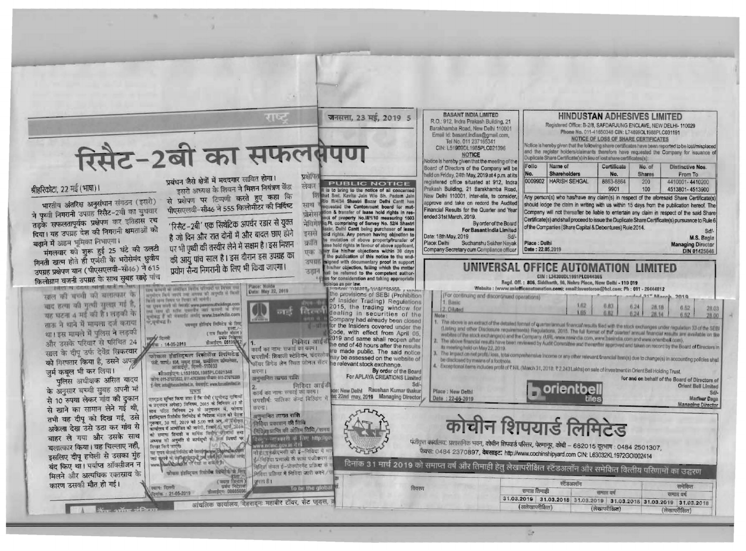# रिसैट-2बी का सफल प्रक्षेपण

श्रीहरिकोटा, 22 मई (भाषा)।

भारतीय अंतरिक्ष अनुसंधान संगठन (इसरो) ने पृथ्वी निगरानी उपग्रह रिसैट-2बी का बुधवार तड़के सफलतापूर्वक प्रक्षेपण कर इतिहास रच दिया। यह उपग्रह देश की निगरानी क्षमताओं को बढ़ाने में अहम भूमिका निभाएगा।

मंगलवार को शुरू हुई 25 घंटे की उलटी गिनती खत्म होते ही एजंसी के भरोसेमंद ध्रुवीय उपग्रह प्रक्षेपण यान (पीएसएलवी-सी46) ने 615 किलोग्राम वजनी उपग्रह के साथ सुबह साढ़े पांच

प्रबंधन जैसे क्षेत्रों में मददगार साबित होगा।

इसरो अध्यक्ष के शिवन ने मिशन नियंत्रण केंद्र से प्रक्षेपण पर टिप्पणी करते हुए कहा कि पीएसएलवी-सी46 ने 555 किलोमीटर की निर्दिष्ट

'रिसैट-2बी' एक सिंथेटिक अपर्चर रडार से युक्त है जो दिन और रात दोनों में और बादल छाए होने पर भी पृथ्वी की तस्वीर लेने में सक्षम है। इस मिशन की आयु पांच साल है। इस दौरान इस उपग्रह का प्रयोग सैन्य निगरानी के लिए भी किया जाएगा।

साल की बच्ची की बलात्कार के बाद हत्या की गुत्थी सुलझा गई है, यह घटना 4 मई की है। लड़की के ताऊ ने थाने में मामला दर्ज कराया था। इस मामले में पुलिस ने लड़की और उसके परिवार से परिचित 24 साल के दीपू उर्फ देवेंद्र सिकरवार को गिरफ्तार किया है, उसने अपना जुर्म कबूल भी कर लिया।

पुलिस अधीक्षक असित यादव के अनुसार बच्ची सुबह अपनी मां से 10 रुपया लेकर गांव की दुकान से खाने का सामान लेने गई थी, तभी वह दीपू को दिख गई, उसे अकेला देख उसे उठा कर गांव से बाहर ले गया और उसके साथ बलात्कार किया। वह चिल्लाए नहीं, इसलिए दीपू हथेली से उसका मुंह बंद किए था। पर्याप्त ऑक्सीजन न मिलने और अत्यधिक रक्तस्राव के कारण उसकी मौत हो गई।

---

Place: Noida
Date: May 22, 2019

---

## फोकस इंडस्ट्रियल रिसोर्सेज लिमिटेड

सीआईएन: L15319DL1985PLC021348

**सूचना**

एतद्द्वारा सूचित किया जाता है कि सेबी (सूचीबद्ध दायित्वों व प्रकटन अपेक्षा) विनियम, 2015 के विनियम 47 के साथ पठित विनियम 29 के अनुपालन में, फोकस इंडस्ट्रियल रिसोर्सेज लिमिटेड के निदेशक मंडल की बैठक गुरुवार, 30 मई, 2019 को 5.00 बजे अप. में ... कार्यालय में आयोजित की जायेगी, जिसमें 31 मार्च, 2019 को समाप्त तिमाही व वार्षिक वित्तीय परिणामों तथा ...

फोकस इंडस्ट्रियल रिसोर्सेज लिमिटेड के लिए

स्थानः दिल्ली
दिनांकः 21-05-2019

स्थानः दिल्ली
दिनांकः 14-05-2019

---

**नई दिल्ली**

निविदा आईडी

1. कार्य का नामः शिवाजी स्टेडियम, ... कार्य का नामः सफाई का काम।
अनुमानित लागत राशि

2. निविदा आईडी
कार्य का नामः सफाई का काम।
उपशीर्षः पालिका केन्द्र बिल्डिंग में ...

अनुमानित लागत राशि
निविदा प्रकाशन की तिथि
निविदा प्राप्ति की अंतिम तिथि/समय
www.ndmc.gov.in

To be the global ...

आंचलिक कार्यालय, देहरादूनः महावीर टॉवर, सेंट जूड्स, ...

---

# PUBLIC NOTICE

It is to bring to the notice of all concerned that Smt. Kavita Jain W/o Sh. Padam Jain R/o III/4/34 Shastri Bazar Delhi Cantt has requested the Cantonment board for mutation & transfer of lease hold rights in respect of property No.III/1/10 measuring 1603 Sq.Ft. comprising of Survey No. 52/4 Shastri Bazar, Delhi Cantt being purchaser of lease hold rights. Any person having objection to the mutation of above property/transfer of lease hold rights in favour of above applicant, may file his/her objections within 30 days of the publication of this notice to the undersigned with documentary proof in support of his/her objection, failing which the matter shall be referred to the competent authorities for consideration and taking appropriate decision as per law.

---

... the provisions of SEBI (Prohibition of Insider Trading) Regulations 2015, the trading window for dealing in securities of the Company had already been closed for the Insiders covered under the Code, with effect from April 05, 2019 and same shall reopen after the end of 48 hours after the results are made public. The said notice may be assessed on the website of the relevant stock exchange.

By order of the Board
For APLAYA CREATIONS Limited
Sd/-
Raushan Kumar thakur
Managing Director

Place: New Delhi
Date: 22nd may, 2019

---

## BASANT INDIA LIMITED

R.O.: 912, Indra Prakash Building, 21 Barakhamba Road, New Delhi 110001
Email Id: basant.indiaa@gmail.com,
Tel No. 011 237165341
CIN: L51909DL1985PLC021396

**NOTICE**

Notice is hereby given that the meeting of the Board of Directors of the Company will be held on Friday, 24th May, 2019 at 4 p.m. at its registered office situated at 912, Indra Prakash Building, 21 Barakhamba Road, New Delhi 110001, inter-alia, to consider, approve and take on record the Audited Financial Results for the Quarter and Year ended 31st March, 2019.

By order of the Board
For Basant India Limited
Sd/-
Sudhanshu Sekhar Nayak
Company Secretary cum Compliance officer

Date: 18th May, 2019
Place: Delhi

---

## HINDUSTAN ADHESIVES LIMITED

Registered Office: B-2/8, SAFDARJUNG ENCLAVE, NEW DELHI- 110029
Phone No. 011-41650348 CIN: L74899DL1988PLC031191

**NOTICE OF LOSS OF SHARE CERTIFICATES**

Notice is hereby given that the following share certificates have been reported to be lost/misplaced and the register holders/claimants therefore have requested the Company for issuance of Duplicate Share Certificate(s) in lieu of lost share certificates(s):

| Folio No. | Name of Shareholders | Certificate No. | No. of Shares | Distinctive Nos. From To |
|---|---|---|---|---|
| 0009902 | HARISH SEHGAL | 8863-8864 | 200 | 4410001-4410200 |
| | | 9901 | 100 | 4513801-4513900 |

Any person(s) who has/have any claim(s) in respect of the aforesaid Share Certificate(s) should lodge the claim in writing with us within 15 days from the publication hereof. The Company will not thereafter be liable to entertain any claim in respect of the said Share Certificate(s) and shall proceed to issue the Duplicate Share Certificate(s) pursuance to Rule 6 of the Companies (Share Capital & Debentures) Rule 2014.

Sd/-
M.S. Bagla
Managing Director
DIN 01425646

Place : Delhi
Date : 22.05.2019

---

## UNIVERSAL OFFICE AUTOMATION LIMITED

CIN : L34300DL1991PLC044365
Regd. Off. : 806, Siddharth, 96, Nehru Place, New Delhi - 110 019
Website : (www.uniofficeautomation.com); email:investoroa@hcl.com; Ph : 011 - 26444812

---

| (For continuing and discontinued operations) | | | | | | |
|---|---|---|---|---|---|---|
| 1. Basic | 1.62 | 6.83 | 6.24 | 28.18 | 6.52 | 28.03 |
| 2. Diluted | 1.65 | 6.82 | 6.24 | 28.14 | 6.52 | 28.00 |

Note :

1. The above is an extract of the detailed format of quarterly/annual financial results filed with the stock exchanges under regulation 33 of the SEBI (Listing and other Disclosure requirements) Regulations, 2015. The full format of the quarter/ annual financial results are available on the websites of the stock exchange(s) and the Company. (URL-www.nseindia.com, www.bseindia.com and www.orientbell.com).
2. The above financial results have been reviewed by Audit Committee and thereafter approved and taken on record by the Board of Directors in its meeting held on May 22, 2019.
3. The impact on net profit / loss, total comprehensive income or any other relevant financial item(s) due to change(s) in accounting policies shall be disclosed by means of a footnote.
4. Exceptional items includes profit of ₹ NIL (March 31, 2018: ₹ 2,243 Lakhs) on sale of investment in Orient Bell Holding Trust.

for and on behalf of the Board of Directors of
Orient Bell Limited
Sd/-
Madhur Daga
Managing Director

Place : New Delhi
Date : 22-05-2019

orientbell tiles

---

# कोचीन शिपयार्ड लिमिटेड

पंजीकृत कार्यालयः प्रशासनिक भवन, कोचीन शिपयार्ड परिसर, पेरूमानूर, कोच्ची – 682015 दूरभाष : 0484 2501307, फैक्सः 0484 2370897, वेबसाइटः http://www.cochinshipyard.com CIN: L63032KL1972GOI002414

**दिनांक 31 मार्च 2019 को समाप्त वर्ष और तिमाही हेतु लेखापरीक्षित स्टैंडअलॉन और समेकित वित्तीय परिणामों का उद्धरण**

| विवरण | स्टैंडअलॉन | | | | समेकित | |
|---|---|---|---|---|---|---|
| | समाप्त तिमाही | | समाप्त वर्ष | | समाप्त वर्ष | |
| | 31.03.2019 | 31.03.2018 | 31.03.2019 | 31.03.2018 | 31.03.2019 | 31.03.2018 |
| | (अलेखापरीक्षित) | | (लेखापरीक्षित) | | (लेखापरीक्षित) | |